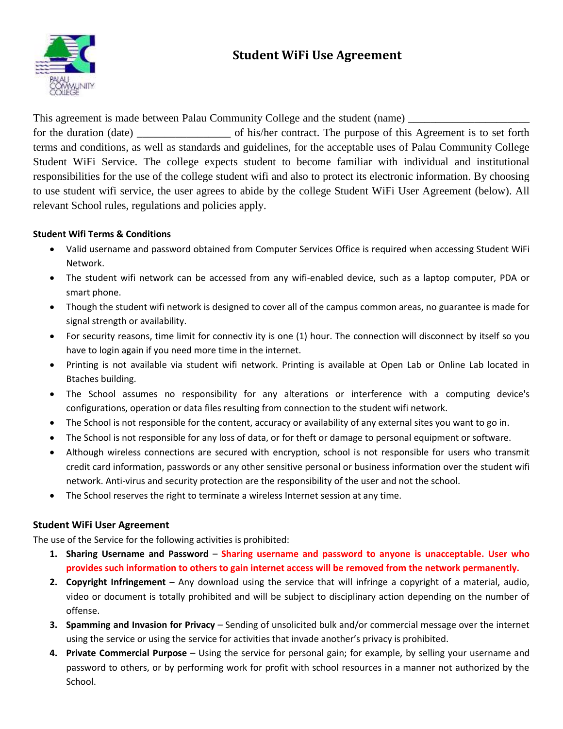# Student WiFi Use Agreement

This agreement is made between Palau Community College and the student (name) _____________________ for the duration (date) _________________ of his/her contract. The purpose of this Agreement is to set forth terms and conditions, as well as standards and guidelines, for the acceptable uses of Palau Community College Student WiFi Service. The college expects student to become familiar with individual and institutional responsibilities for the use of the college student wifi and also to protect its electronic information. By choosing to use student wifi service, the user agrees to abide by the college Student WiFi User Agreement (below). All relevant School rules, regulations and policies apply.

**Student Wifi Terms & Conditions**

- Valid username and password obtained from Computer Services Office is required when accessing Student WiFi Network.
- The student wifi network can be accessed from any wifi-enabled device, such as a laptop computer, PDA or smart phone.
- Though the student wifi network is designed to cover all of the campus common areas, no guarantee is made for signal strength or availability.
- For security reasons, time limit for connectiv ity is one (1) hour. The connection will disconnect by itself so you have to login again if you need more time in the internet.
- Printing is not available via student wifi network. Printing is available at Open Lab or Online Lab located in Btaches building.
- The School assumes no responsibility for any alterations or interference with a computing device's configurations, operation or data files resulting from connection to the student wifi network.
- The School is not responsible for the content, accuracy or availability of any external sites you want to go in.
- The School is not responsible for any loss of data, or for theft or damage to personal equipment or software.
- Although wireless connections are secured with encryption, school is not responsible for users who transmit credit card information, passwords or any other sensitive personal or business information over the student wifi network. Anti-virus and security protection are the responsibility of the user and not the school.
- The School reserves the right to terminate a wireless Internet session at any time.

## Student WiFi User Agreement

The use of the Service for the following activities is prohibited:

1. **Sharing Username and Password** – **Sharing username and password to anyone is unacceptable. User who provides such information to others to gain internet access will be removed from the network permanently.**
2. **Copyright Infringement** – Any download using the service that will infringe a copyright of a material, audio, video or document is totally prohibited and will be subject to disciplinary action depending on the number of offense.
3. **Spamming and Invasion for Privacy** – Sending of unsolicited bulk and/or commercial message over the internet using the service or using the service for activities that invade another's privacy is prohibited.
4. **Private Commercial Purpose** – Using the service for personal gain; for example, by selling your username and password to others, or by performing work for profit with school resources in a manner not authorized by the School.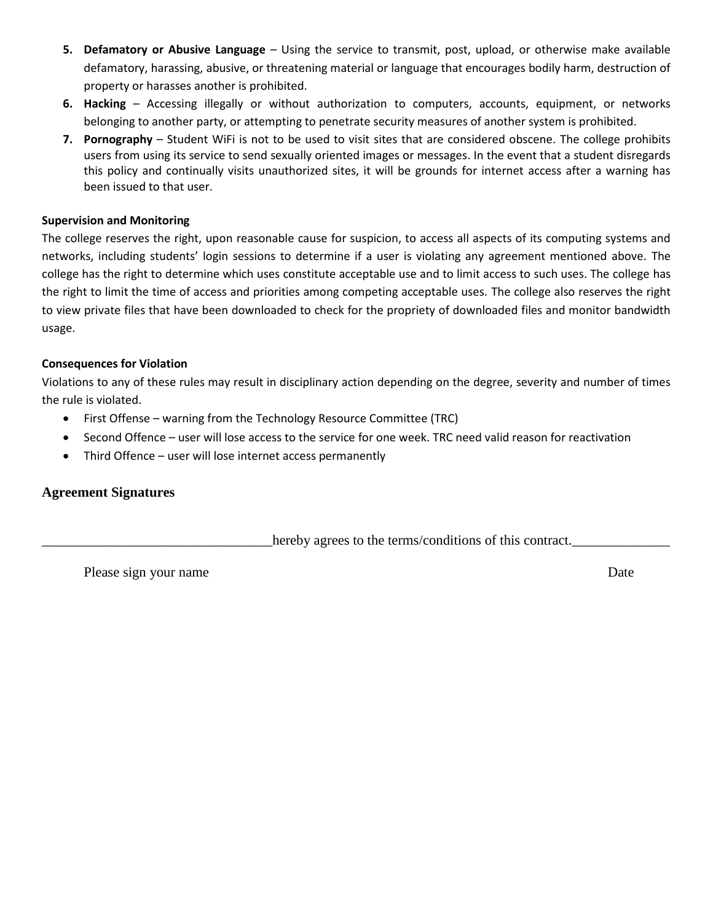5. **Defamatory or Abusive Language** – Using the service to transmit, post, upload, or otherwise make available defamatory, harassing, abusive, or threatening material or language that encourages bodily harm, destruction of property or harasses another is prohibited.
6. **Hacking** – Accessing illegally or without authorization to computers, accounts, equipment, or networks belonging to another party, or attempting to penetrate security measures of another system is prohibited.
7. **Pornography** – Student WiFi is not to be used to visit sites that are considered obscene. The college prohibits users from using its service to send sexually oriented images or messages. In the event that a student disregards this policy and continually visits unauthorized sites, it will be grounds for internet access after a warning has been issued to that user.

**Supervision and Monitoring**

The college reserves the right, upon reasonable cause for suspicion, to access all aspects of its computing systems and networks, including students' login sessions to determine if a user is violating any agreement mentioned above. The college has the right to determine which uses constitute acceptable use and to limit access to such uses. The college has the right to limit the time of access and priorities among competing acceptable uses. The college also reserves the right to view private files that have been downloaded to check for the propriety of downloaded files and monitor bandwidth usage.

**Consequences for Violation**

Violations to any of these rules may result in disciplinary action depending on the degree, severity and number of times the rule is violated.

- First Offense – warning from the Technology Resource Committee (TRC)
- Second Offence – user will lose access to the service for one week. TRC need valid reason for reactivation
- Third Offence – user will lose internet access permanently

## Agreement Signatures

_________________________________hereby agrees to the terms/conditions of this contract.______________

Please sign your name                                                                                    Date